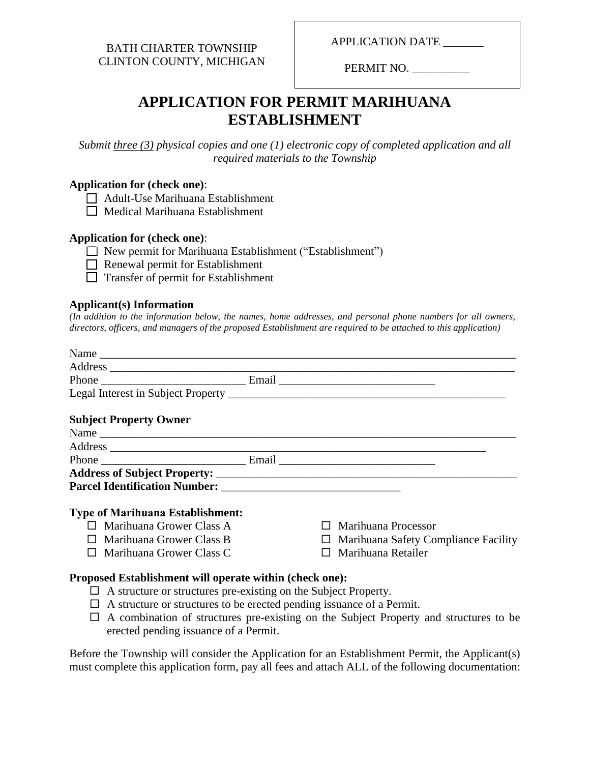BATH CHARTER TOWNSHIP
CLINTON COUNTY, MICHIGAN

APPLICATION DATE _______

PERMIT NO. __________

# APPLICATION FOR PERMIT MARIHUANA ESTABLISHMENT

*Submit three (3) physical copies and one (1) electronic copy of completed application and all required materials to the Township*

**Application for (check one)**:

- ☐ Adult-Use Marihuana Establishment
- ☐ Medical Marihuana Establishment

**Application for (check one)**:

- ☐ New permit for Marihuana Establishment ("Establishment")
- ☐ Renewal permit for Establishment
- ☐ Transfer of permit for Establishment

**Applicant(s) Information**

*(In addition to the information below, the names, home addresses, and personal phone numbers for all owners, directors, officers, and managers of the proposed Establishment are required to be attached to this application)*

Name ____________________________________________________________________________

Address __________________________________________________________________________

Phone _________________________ Email ___________________________

Legal Interest in Subject Property _________________________________________________

**Subject Property Owner**

Name ____________________________________________________________________________

Address ______________________________________________________________________

Phone _________________________ Email ___________________________

**Address of Subject Property:** ______________________________________________________

**Parcel Identification Number:** ______________________________

**Type of Marihuana Establishment:**

- ☐ Marihuana Grower Class A
- ☐ Marihuana Grower Class B
- ☐ Marihuana Grower Class C
- ☐ Marihuana Processor
- ☐ Marihuana Safety Compliance Facility
- ☐ Marihuana Retailer

**Proposed Establishment will operate within (check one):**

- ☐ A structure or structures pre-existing on the Subject Property.
- ☐ A structure or structures to be erected pending issuance of a Permit.
- ☐ A combination of structures pre-existing on the Subject Property and structures to be erected pending issuance of a Permit.

Before the Township will consider the Application for an Establishment Permit, the Applicant(s) must complete this application form, pay all fees and attach ALL of the following documentation: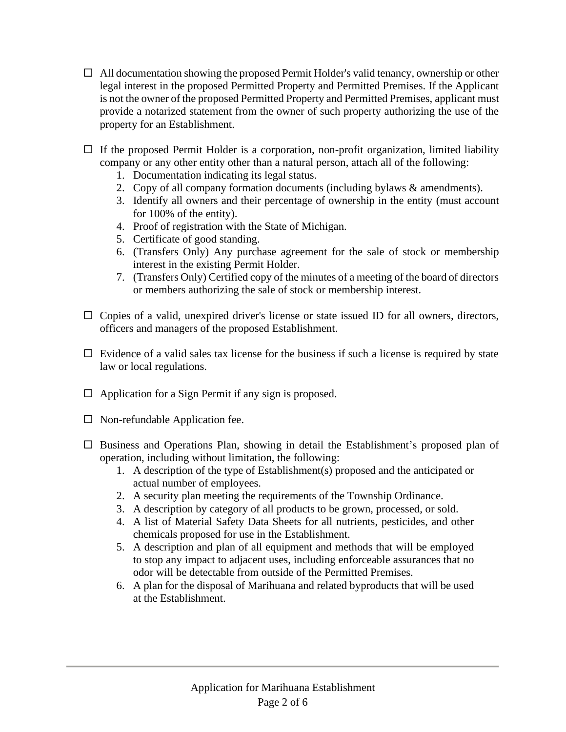- ☐ All documentation showing the proposed Permit Holder's valid tenancy, ownership or other legal interest in the proposed Permitted Property and Permitted Premises. If the Applicant is not the owner of the proposed Permitted Property and Permitted Premises, applicant must provide a notarized statement from the owner of such property authorizing the use of the property for an Establishment.

- ☐ If the proposed Permit Holder is a corporation, non-profit organization, limited liability company or any other entity other than a natural person, attach all of the following:
  1. Documentation indicating its legal status.
  2. Copy of all company formation documents (including bylaws & amendments).
  3. Identify all owners and their percentage of ownership in the entity (must account for 100% of the entity).
  4. Proof of registration with the State of Michigan.
  5. Certificate of good standing.
  6. (Transfers Only) Any purchase agreement for the sale of stock or membership interest in the existing Permit Holder.
  7. (Transfers Only) Certified copy of the minutes of a meeting of the board of directors or members authorizing the sale of stock or membership interest.

- ☐ Copies of a valid, unexpired driver's license or state issued ID for all owners, directors, officers and managers of the proposed Establishment.

- ☐ Evidence of a valid sales tax license for the business if such a license is required by state law or local regulations.

- ☐ Application for a Sign Permit if any sign is proposed.

- ☐ Non-refundable Application fee.

- ☐ Business and Operations Plan, showing in detail the Establishment's proposed plan of operation, including without limitation, the following:
  1. A description of the type of Establishment(s) proposed and the anticipated or actual number of employees.
  2. A security plan meeting the requirements of the Township Ordinance.
  3. A description by category of all products to be grown, processed, or sold.
  4. A list of Material Safety Data Sheets for all nutrients, pesticides, and other chemicals proposed for use in the Establishment.
  5. A description and plan of all equipment and methods that will be employed to stop any impact to adjacent uses, including enforceable assurances that no odor will be detectable from outside of the Permitted Premises.
  6. A plan for the disposal of Marihuana and related byproducts that will be used at the Establishment.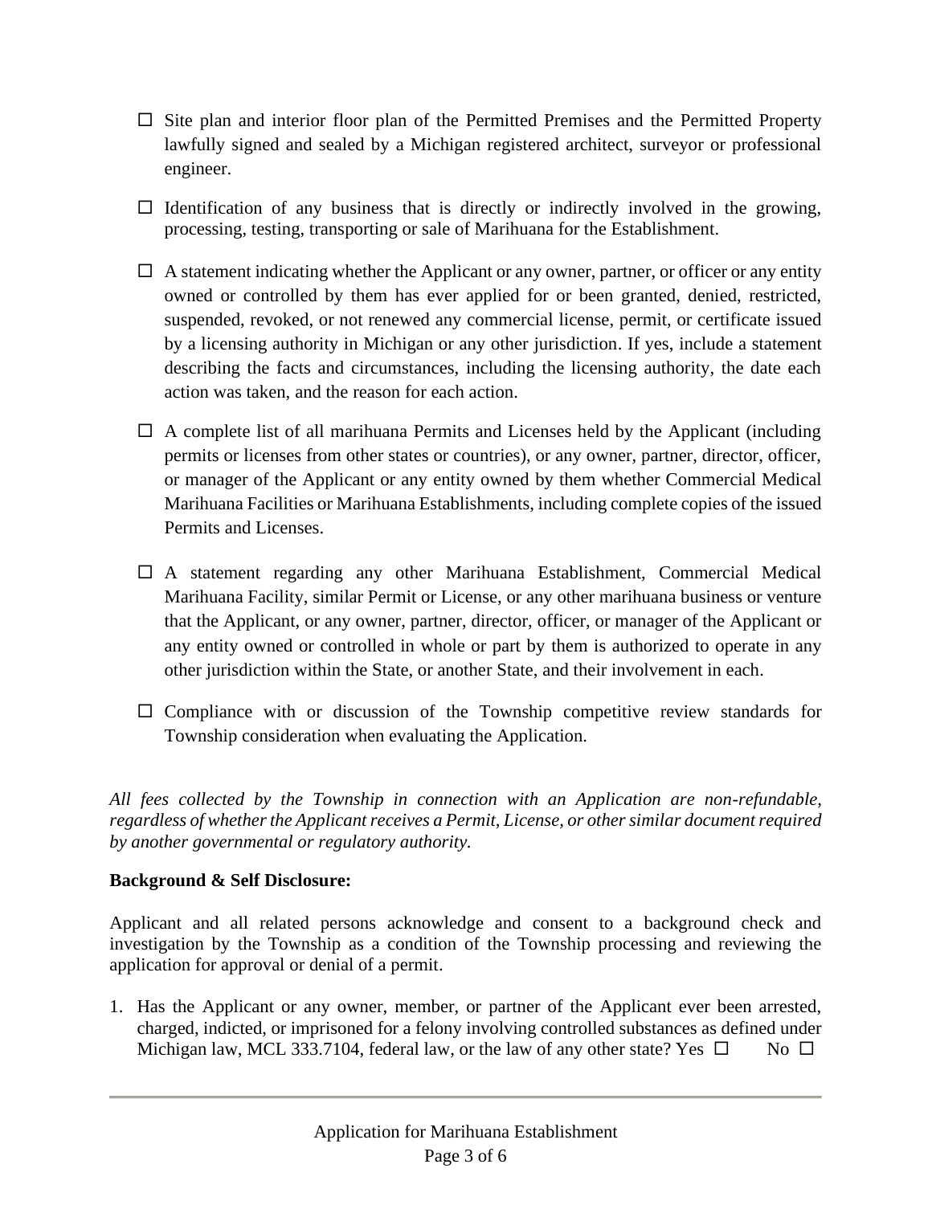- ☐ Site plan and interior floor plan of the Permitted Premises and the Permitted Property lawfully signed and sealed by a Michigan registered architect, surveyor or professional engineer.

- ☐ Identification of any business that is directly or indirectly involved in the growing, processing, testing, transporting or sale of Marihuana for the Establishment.

- ☐ A statement indicating whether the Applicant or any owner, partner, or officer or any entity owned or controlled by them has ever applied for or been granted, denied, restricted, suspended, revoked, or not renewed any commercial license, permit, or certificate issued by a licensing authority in Michigan or any other jurisdiction. If yes, include a statement describing the facts and circumstances, including the licensing authority, the date each action was taken, and the reason for each action.

- ☐ A complete list of all marihuana Permits and Licenses held by the Applicant (including permits or licenses from other states or countries), or any owner, partner, director, officer, or manager of the Applicant or any entity owned by them whether Commercial Medical Marihuana Facilities or Marihuana Establishments, including complete copies of the issued Permits and Licenses.

- ☐ A statement regarding any other Marihuana Establishment, Commercial Medical Marihuana Facility, similar Permit or License, or any other marihuana business or venture that the Applicant, or any owner, partner, director, officer, or manager of the Applicant or any entity owned or controlled in whole or part by them is authorized to operate in any other jurisdiction within the State, or another State, and their involvement in each.

- ☐ Compliance with or discussion of the Township competitive review standards for Township consideration when evaluating the Application.

*All fees collected by the Township in connection with an Application are non-refundable, regardless of whether the Applicant receives a Permit, License, or other similar document required by another governmental or regulatory authority.*

**Background & Self Disclosure:**

Applicant and all related persons acknowledge and consent to a background check and investigation by the Township as a condition of the Township processing and reviewing the application for approval or denial of a permit.

1. Has the Applicant or any owner, member, or partner of the Applicant ever been arrested, charged, indicted, or imprisoned for a felony involving controlled substances as defined under Michigan law, MCL 333.7104, federal law, or the law of any other state? Yes ☐ No ☐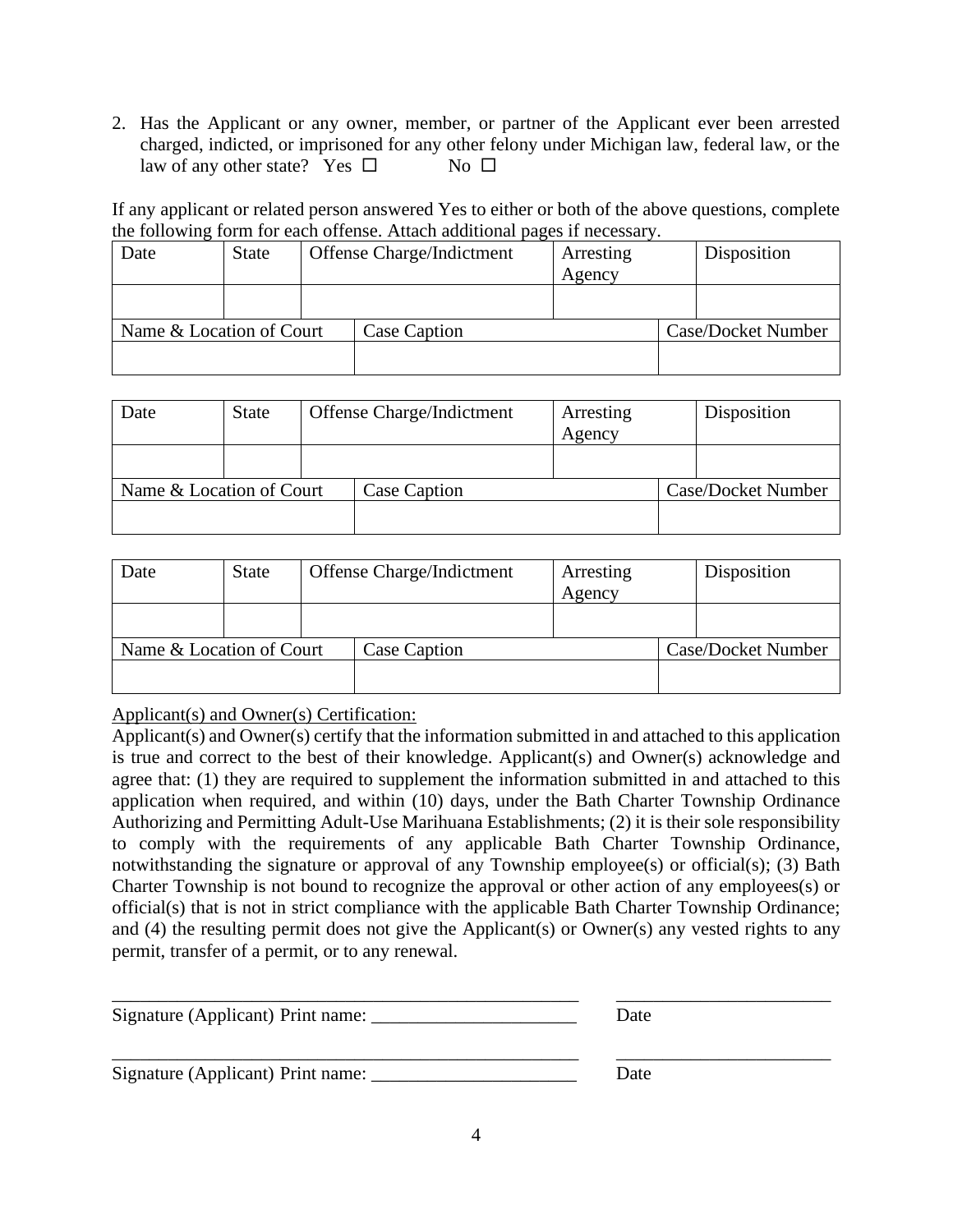2. Has the Applicant or any owner, member, or partner of the Applicant ever been arrested charged, indicted, or imprisoned for any other felony under Michigan law, federal law, or the law of any other state? Yes ☐ No ☐

If any applicant or related person answered Yes to either or both of the above questions, complete the following form for each offense. Attach additional pages if necessary.

| Date | State | Offense Charge/Indictment | Arresting Agency | Disposition |
|---|---|---|---|---|
| | | | | |

| Name & Location of Court | Case Caption | Case/Docket Number |
|---|---|---|
| | | |

| Date | State | Offense Charge/Indictment | Arresting Agency | Disposition |
|---|---|---|---|---|
| | | | | |

| Name & Location of Court | Case Caption | Case/Docket Number |
|---|---|---|
| | | |

| Date | State | Offense Charge/Indictment | Arresting Agency | Disposition |
|---|---|---|---|---|
| | | | | |

| Name & Location of Court | Case Caption | Case/Docket Number |
|---|---|---|
| | | |

Applicant(s) and Owner(s) Certification:

Applicant(s) and Owner(s) certify that the information submitted in and attached to this application is true and correct to the best of their knowledge. Applicant(s) and Owner(s) acknowledge and agree that: (1) they are required to supplement the information submitted in and attached to this application when required, and within (10) days, under the Bath Charter Township Ordinance Authorizing and Permitting Adult-Use Marihuana Establishments; (2) it is their sole responsibility to comply with the requirements of any applicable Bath Charter Township Ordinance, notwithstanding the signature or approval of any Township employee(s) or official(s); (3) Bath Charter Township is not bound to recognize the approval or other action of any employees(s) or official(s) that is not in strict compliance with the applicable Bath Charter Township Ordinance; and (4) the resulting permit does not give the Applicant(s) or Owner(s) any vested rights to any permit, transfer of a permit, or to any renewal.

_____________________________________________ _____________________

Signature (Applicant) Print name: ______________________ Date

_____________________________________________ _____________________

Signature (Applicant) Print name: ______________________ Date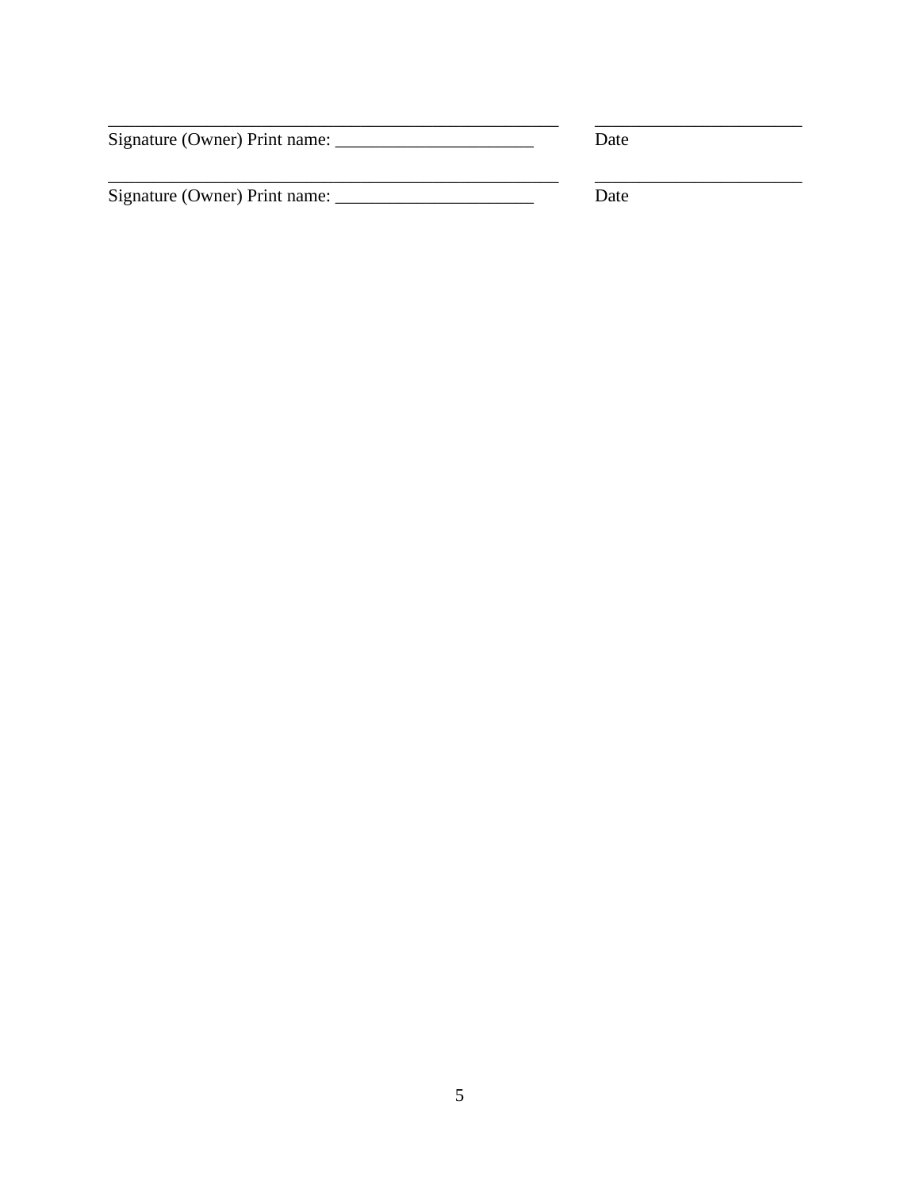_____________________________________________________ _______________________

Signature (Owner) Print name: _______________________ Date

_____________________________________________________ _______________________

Signature (Owner) Print name: _______________________ Date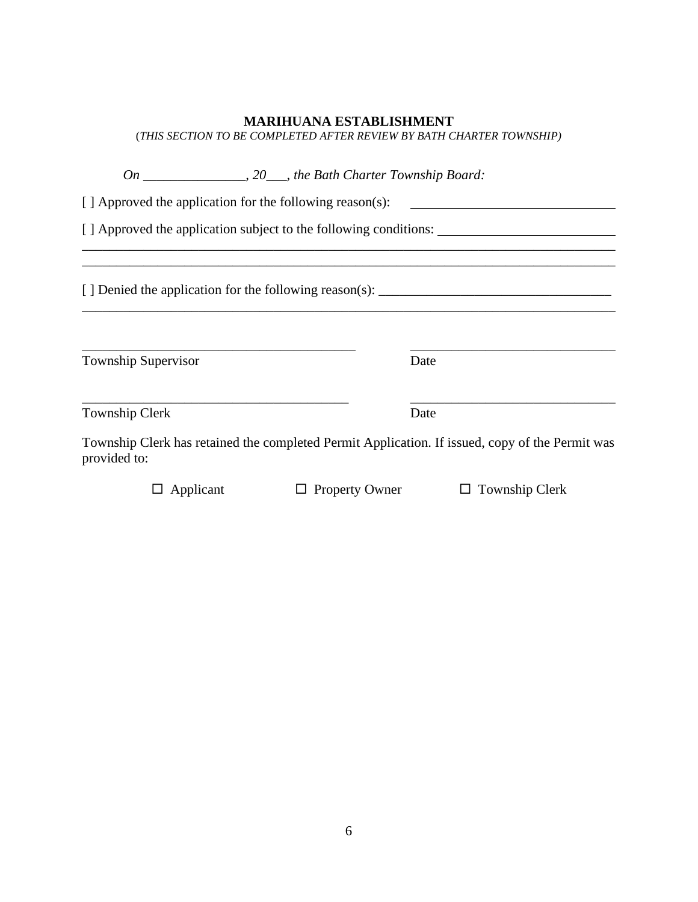**MARIHUANA ESTABLISHMENT**

(*THIS SECTION TO BE COMPLETED AFTER REVIEW BY BATH CHARTER TOWNSHIP*)

*On _______________, 20___, the Bath Charter Township Board:*

[ ] Approved the application for the following reason(s): ______________________________

[ ] Approved the application subject to the following conditions: __________________________
_________________________________________________________________________________
_________________________________________________________________________________

[ ] Denied the application for the following reason(s): __________________________________
_________________________________________________________________________________

_________________________________________ _______________________________
Township Supervisor Date

________________________________________ _______________________________
Township Clerk Date

Township Clerk has retained the completed Permit Application. If issued, copy of the Permit was provided to:

☐ Applicant ☐ Property Owner ☐ Township Clerk